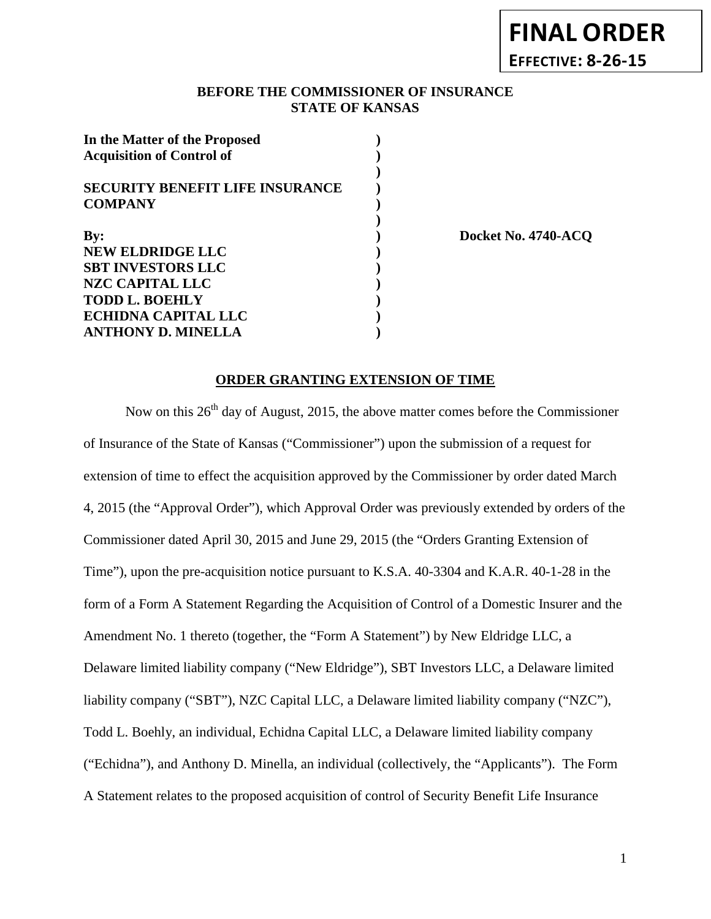**FINAL ORDER**

**EFFECTIVE: 8-26-15**

**BEFORE THE COMMISSIONER OF INSURANCE**
**STATE OF KANSAS**

| | | |
|---|---|---|
| **In the Matter of the Proposed** | **)** | |
| **Acquisition of Control of** | **)** | |
| | **)** | |
| **SECURITY BENEFIT LIFE INSURANCE** | **)** | |
| **COMPANY** | **)** | |
| | **)** | |
| **By:** | **)** | **Docket No. 4740-ACQ** |
| **NEW ELDRIDGE LLC** | **)** | |
| **SBT INVESTORS LLC** | **)** | |
| **NZC CAPITAL LLC** | **)** | |
| **TODD L. BOEHLY** | **)** | |
| **ECHIDNA CAPITAL LLC** | **)** | |
| **ANTHONY D. MINELLA** | **)** | |

**ORDER GRANTING EXTENSION OF TIME**

Now on this 26th day of August, 2015, the above matter comes before the Commissioner of Insurance of the State of Kansas ("Commissioner") upon the submission of a request for extension of time to effect the acquisition approved by the Commissioner by order dated March 4, 2015 (the "Approval Order"), which Approval Order was previously extended by orders of the Commissioner dated April 30, 2015 and June 29, 2015 (the "Orders Granting Extension of Time"), upon the pre-acquisition notice pursuant to K.S.A. 40-3304 and K.A.R. 40-1-28 in the form of a Form A Statement Regarding the Acquisition of Control of a Domestic Insurer and the Amendment No. 1 thereto (together, the "Form A Statement") by New Eldridge LLC, a Delaware limited liability company ("New Eldridge"), SBT Investors LLC, a Delaware limited liability company ("SBT"), NZC Capital LLC, a Delaware limited liability company ("NZC"), Todd L. Boehly, an individual, Echidna Capital LLC, a Delaware limited liability company ("Echidna"), and Anthony D. Minella, an individual (collectively, the "Applicants"). The Form A Statement relates to the proposed acquisition of control of Security Benefit Life Insurance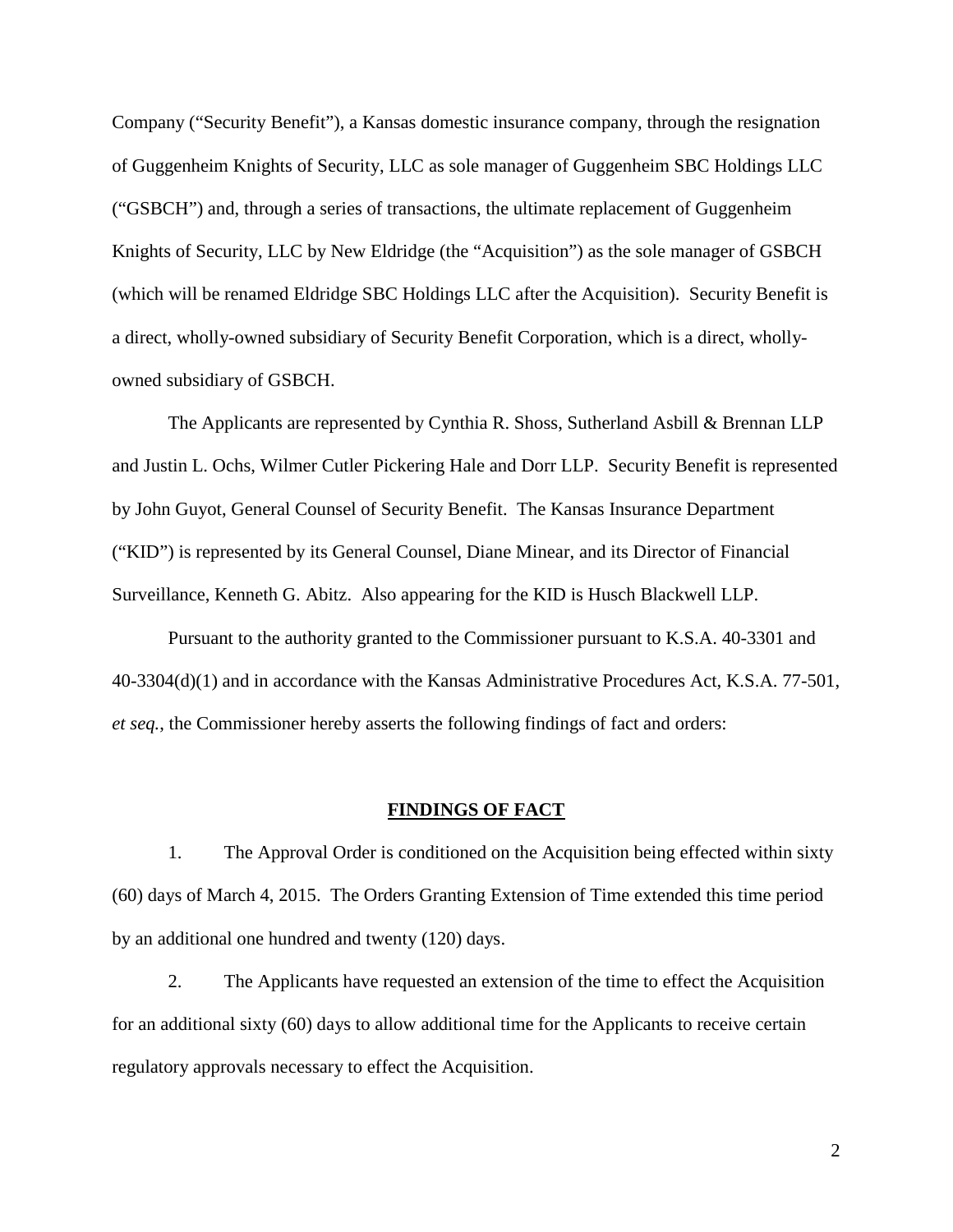Company ("Security Benefit"), a Kansas domestic insurance company, through the resignation of Guggenheim Knights of Security, LLC as sole manager of Guggenheim SBC Holdings LLC ("GSBCH") and, through a series of transactions, the ultimate replacement of Guggenheim Knights of Security, LLC by New Eldridge (the "Acquisition") as the sole manager of GSBCH (which will be renamed Eldridge SBC Holdings LLC after the Acquisition). Security Benefit is a direct, wholly-owned subsidiary of Security Benefit Corporation, which is a direct, wholly-owned subsidiary of GSBCH.

The Applicants are represented by Cynthia R. Shoss, Sutherland Asbill & Brennan LLP and Justin L. Ochs, Wilmer Cutler Pickering Hale and Dorr LLP. Security Benefit is represented by John Guyot, General Counsel of Security Benefit. The Kansas Insurance Department ("KID") is represented by its General Counsel, Diane Minear, and its Director of Financial Surveillance, Kenneth G. Abitz. Also appearing for the KID is Husch Blackwell LLP.

Pursuant to the authority granted to the Commissioner pursuant to K.S.A. 40-3301 and 40-3304(d)(1) and in accordance with the Kansas Administrative Procedures Act, K.S.A. 77-501, *et seq.*, the Commissioner hereby asserts the following findings of fact and orders:

## FINDINGS OF FACT

1. The Approval Order is conditioned on the Acquisition being effected within sixty (60) days of March 4, 2015. The Orders Granting Extension of Time extended this time period by an additional one hundred and twenty (120) days.

2. The Applicants have requested an extension of the time to effect the Acquisition for an additional sixty (60) days to allow additional time for the Applicants to receive certain regulatory approvals necessary to effect the Acquisition.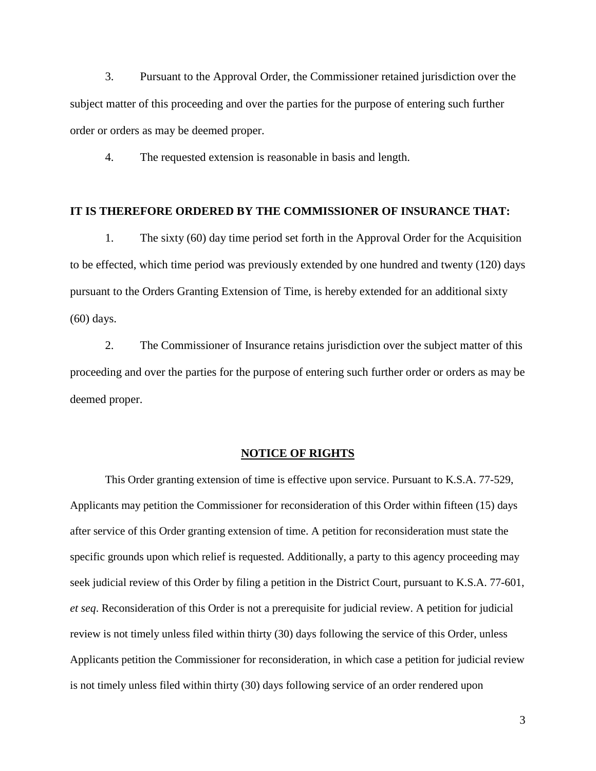3. Pursuant to the Approval Order, the Commissioner retained jurisdiction over the subject matter of this proceeding and over the parties for the purpose of entering such further order or orders as may be deemed proper.

4. The requested extension is reasonable in basis and length.

**IT IS THEREFORE ORDERED BY THE COMMISSIONER OF INSURANCE THAT:**

1. The sixty (60) day time period set forth in the Approval Order for the Acquisition to be effected, which time period was previously extended by one hundred and twenty (120) days pursuant to the Orders Granting Extension of Time, is hereby extended for an additional sixty (60) days.

2. The Commissioner of Insurance retains jurisdiction over the subject matter of this proceeding and over the parties for the purpose of entering such further order or orders as may be deemed proper.

## NOTICE OF RIGHTS

This Order granting extension of time is effective upon service. Pursuant to K.S.A. 77-529, Applicants may petition the Commissioner for reconsideration of this Order within fifteen (15) days after service of this Order granting extension of time. A petition for reconsideration must state the specific grounds upon which relief is requested. Additionally, a party to this agency proceeding may seek judicial review of this Order by filing a petition in the District Court, pursuant to K.S.A. 77-601, *et seq*. Reconsideration of this Order is not a prerequisite for judicial review. A petition for judicial review is not timely unless filed within thirty (30) days following the service of this Order, unless Applicants petition the Commissioner for reconsideration, in which case a petition for judicial review is not timely unless filed within thirty (30) days following service of an order rendered upon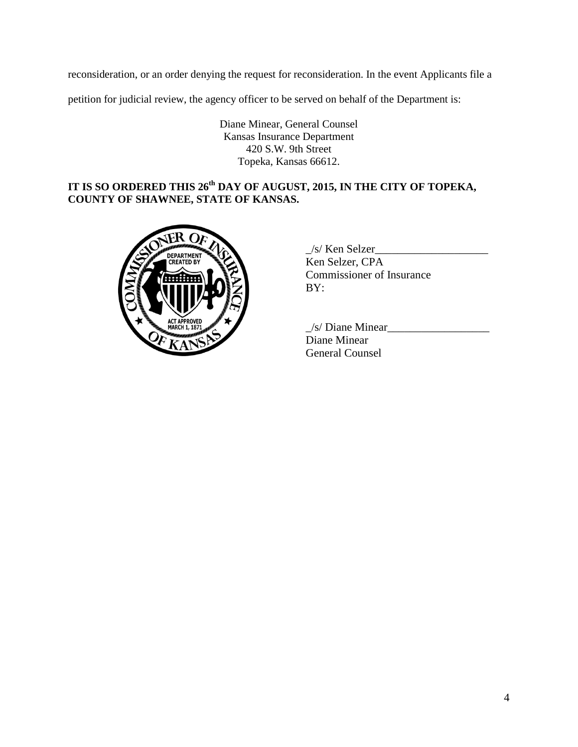reconsideration, or an order denying the request for reconsideration. In the event Applicants file a petition for judicial review, the agency officer to be served on behalf of the Department is:

Diane Minear, General Counsel
Kansas Insurance Department
420 S.W. 9th Street
Topeka, Kansas 66612.

**IT IS SO ORDERED THIS 26th DAY OF AUGUST, 2015, IN THE CITY OF TOPEKA, COUNTY OF SHAWNEE, STATE OF KANSAS.**

_/s/ Ken Selzer____________________
Ken Selzer, CPA
Commissioner of Insurance
BY:

_/s/ Diane Minear__________________
Diane Minear
General Counsel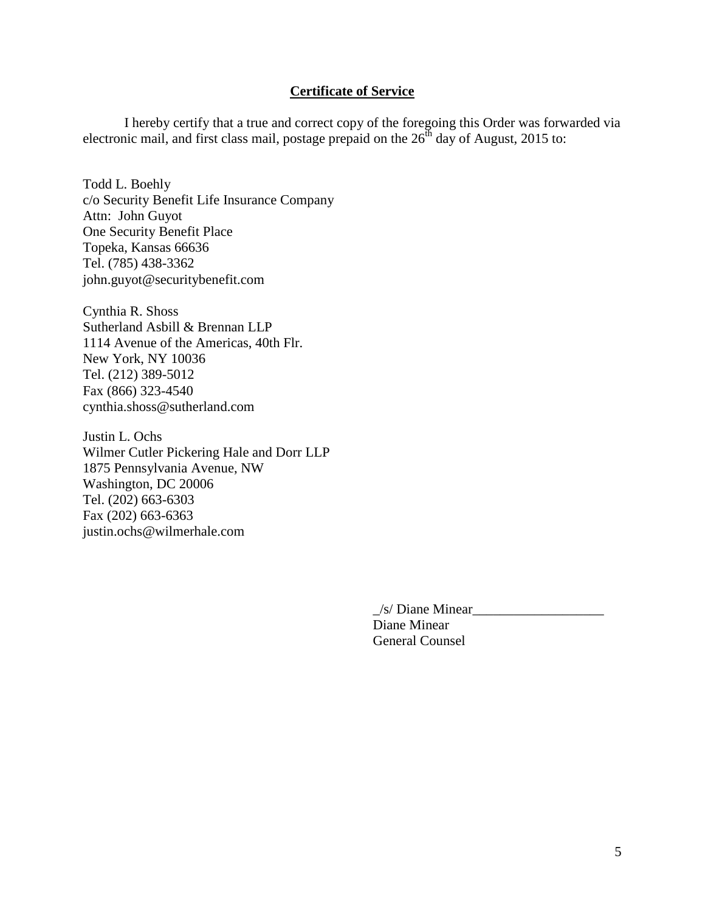**Certificate of Service**

I hereby certify that a true and correct copy of the foregoing this Order was forwarded via electronic mail, and first class mail, postage prepaid on the 26th day of August, 2015 to:

Todd L. Boehly
c/o Security Benefit Life Insurance Company
Attn: John Guyot
One Security Benefit Place
Topeka, Kansas 66636
Tel. (785) 438-3362
john.guyot@securitybenefit.com

Cynthia R. Shoss
Sutherland Asbill & Brennan LLP
1114 Avenue of the Americas, 40th Flr.
New York, NY 10036
Tel. (212) 389-5012
Fax (866) 323-4540
cynthia.shoss@sutherland.com

Justin L. Ochs
Wilmer Cutler Pickering Hale and Dorr LLP
1875 Pennsylvania Avenue, NW
Washington, DC 20006
Tel. (202) 663-6303
Fax (202) 663-6363
justin.ochs@wilmerhale.com

_/s/ Diane Minear___________________
Diane Minear
General Counsel